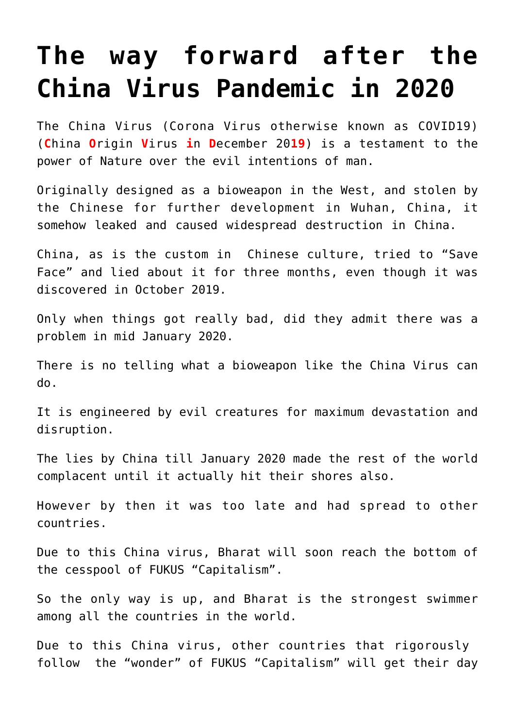# The way forward after the China Virus Pandemic in 2020

The China Virus (Corona Virus otherwise known as COVID19) (**C**hina **O**rigin **V**irus **i**n **D**ecember 20**19**) is a testament to the power of Nature over the evil intentions of man.

Originally designed as a bioweapon in the West, and stolen by the Chinese for further development in Wuhan, China, it somehow leaked and caused widespread destruction in China.

China, as is the custom in Chinese culture, tried to "Save Face" and lied about it for three months, even though it was discovered in October 2019.

Only when things got really bad, did they admit there was a problem in mid January 2020.

There is no telling what a bioweapon like the China Virus can do.

It is engineered by evil creatures for maximum devastation and disruption.

The lies by China till January 2020 made the rest of the world complacent until it actually hit their shores also.

However by then it was too late and had spread to other countries.

Due to this China virus, Bharat will soon reach the bottom of the cesspool of FUKUS "Capitalism".

So the only way is up, and Bharat is the strongest swimmer among all the countries in the world.

Due to this China virus, other countries that rigorously follow the "wonder" of FUKUS "Capitalism" will get their day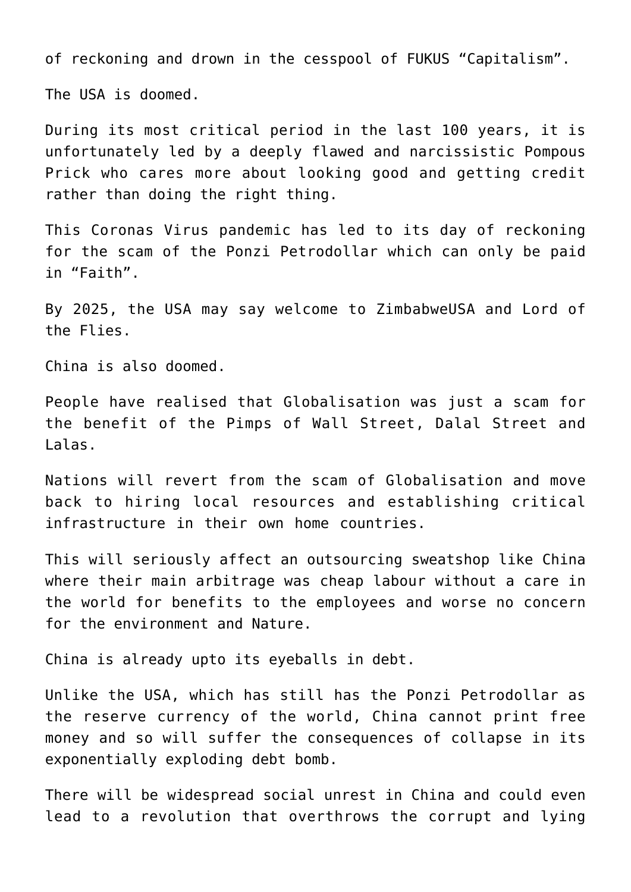of reckoning and drown in the cesspool of FUKUS “Capitalism”.

The USA is doomed.

During its most critical period in the last 100 years, it is unfortunately led by a deeply flawed and narcissistic Pompous Prick who cares more about looking good and getting credit rather than doing the right thing.

This Coronas Virus pandemic has led to its day of reckoning for the scam of the Ponzi Petrodollar which can only be paid in “Faith”.

By 2025, the USA may say welcome to ZimbabweUSA and Lord of the Flies.

China is also doomed.

People have realised that Globalisation was just a scam for the benefit of the Pimps of Wall Street, Dalal Street and Lalas.

Nations will revert from the scam of Globalisation and move back to hiring local resources and establishing critical infrastructure in their own home countries.

This will seriously affect an outsourcing sweatshop like China where their main arbitrage was cheap labour without a care in the world for benefits to the employees and worse no concern for the environment and Nature.

China is already upto its eyeballs in debt.

Unlike the USA, which has still has the Ponzi Petrodollar as the reserve currency of the world, China cannot print free money and so will suffer the consequences of collapse in its exponentially exploding debt bomb.

There will be widespread social unrest in China and could even lead to a revolution that overthrows the corrupt and lying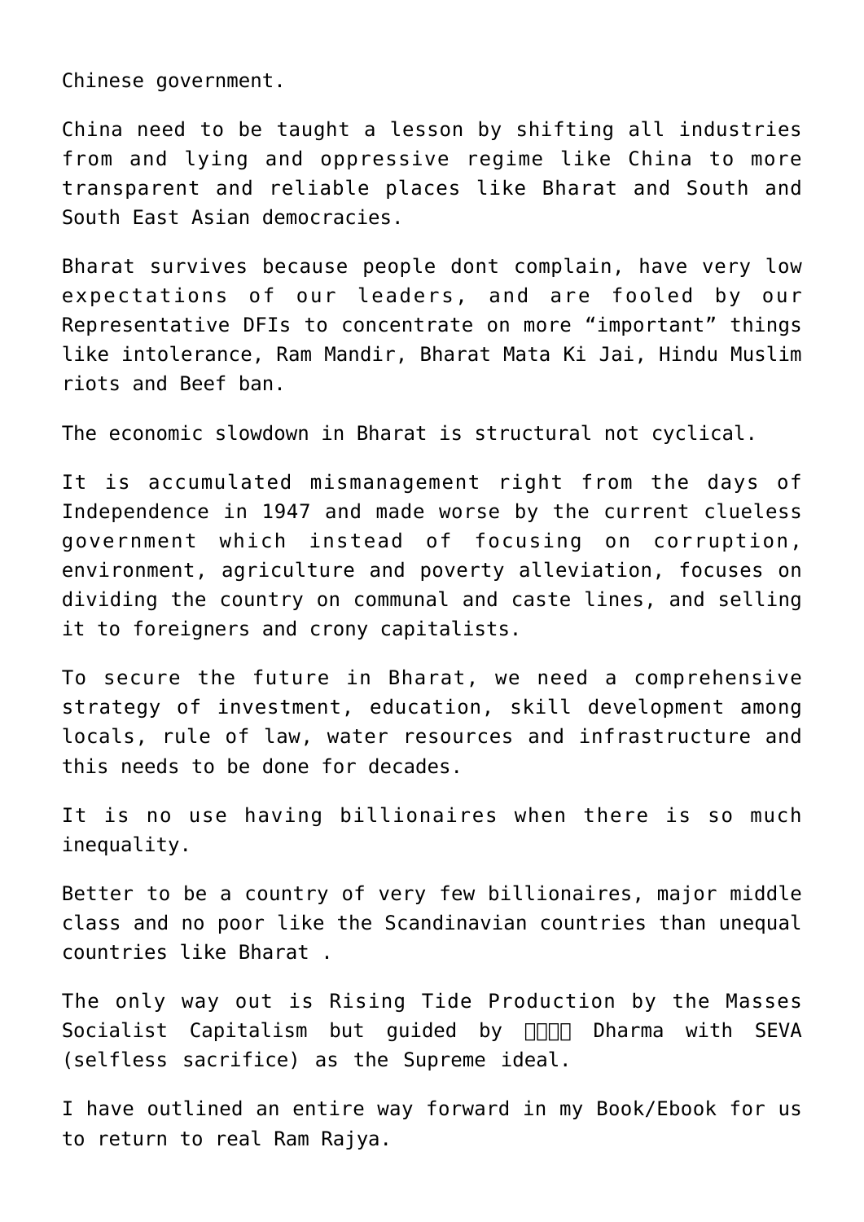Chinese government.

China need to be taught a lesson by shifting all industries from and lying and oppressive regime like China to more transparent and reliable places like Bharat and South and South East Asian democracies.

Bharat survives because people dont complain, have very low expectations of our leaders, and are fooled by our Representative DFIs to concentrate on more "important" things like intolerance, Ram Mandir, Bharat Mata Ki Jai, Hindu Muslim riots and Beef ban.

The economic slowdown in Bharat is structural not cyclical.

It is accumulated mismanagement right from the days of Independence in 1947 and made worse by the current clueless government which instead of focusing on corruption, environment, agriculture and poverty alleviation, focuses on dividing the country on communal and caste lines, and selling it to foreigners and crony capitalists.

To secure the future in Bharat, we need a comprehensive strategy of investment, education, skill development among locals, rule of law, water resources and infrastructure and this needs to be done for decades.

It is no use having billionaires when there is so much inequality.

Better to be a country of very few billionaires, major middle class and no poor like the Scandinavian countries than unequal countries like Bharat .

The only way out is Rising Tide Production by the Masses Socialist Capitalism but guided by □□□□ Dharma with SEVA (selfless sacrifice) as the Supreme ideal.

I have outlined an entire way forward in my Book/Ebook for us to return to real Ram Rajya.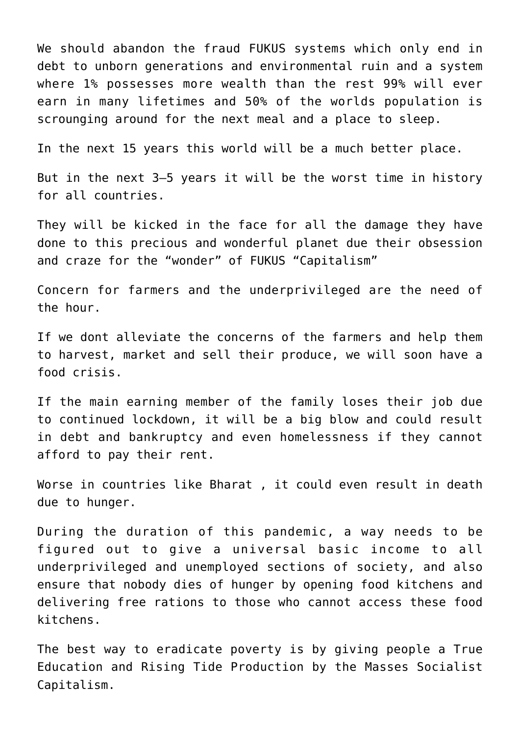We should abandon the fraud FUKUS systems which only end in debt to unborn generations and environmental ruin and a system where 1% possesses more wealth than the rest 99% will ever earn in many lifetimes and 50% of the worlds population is scrounging around for the next meal and a place to sleep.

In the next 15 years this world will be a much better place.

But in the next 3–5 years it will be the worst time in history for all countries.

They will be kicked in the face for all the damage they have done to this precious and wonderful planet due their obsession and craze for the "wonder" of FUKUS "Capitalism"

Concern for farmers and the underprivileged are the need of the hour.

If we dont alleviate the concerns of the farmers and help them to harvest, market and sell their produce, we will soon have a food crisis.

If the main earning member of the family loses their job due to continued lockdown, it will be a big blow and could result in debt and bankruptcy and even homelessness if they cannot afford to pay their rent.

Worse in countries like Bharat , it could even result in death due to hunger.

During the duration of this pandemic, a way needs to be figured out to give a universal basic income to all underprivileged and unemployed sections of society, and also ensure that nobody dies of hunger by opening food kitchens and delivering free rations to those who cannot access these food kitchens.

The best way to eradicate poverty is by giving people a True Education and Rising Tide Production by the Masses Socialist Capitalism.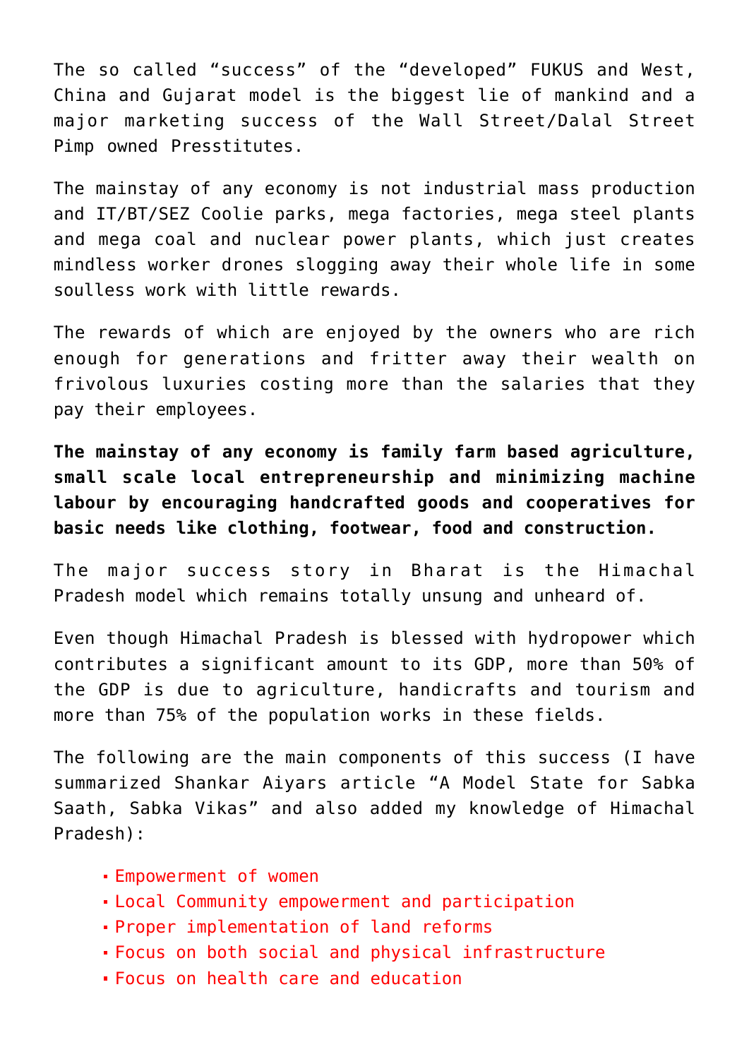The so called "success" of the "developed" FUKUS and West, China and Gujarat model is the biggest lie of mankind and a major marketing success of the Wall Street/Dalal Street Pimp owned Presstitutes.

The mainstay of any economy is not industrial mass production and IT/BT/SEZ Coolie parks, mega factories, mega steel plants and mega coal and nuclear power plants, which just creates mindless worker drones slogging away their whole life in some soulless work with little rewards.

The rewards of which are enjoyed by the owners who are rich enough for generations and fritter away their wealth on frivolous luxuries costing more than the salaries that they pay their employees.

**The mainstay of any economy is family farm based agriculture, small scale local entrepreneurship and minimizing machine labour by encouraging handcrafted goods and cooperatives for basic needs like clothing, footwear, food and construction.**

The major success story in Bharat is the Himachal Pradesh model which remains totally unsung and unheard of.

Even though Himachal Pradesh is blessed with hydropower which contributes a significant amount to its GDP, more than 50% of the GDP is due to agriculture, handicrafts and tourism and more than 75% of the population works in these fields.

The following are the main components of this success (I have summarized Shankar Aiyars article "A Model State for Sabka Saath, Sabka Vikas" and also added my knowledge of Himachal Pradesh):

- Empowerment of women
- Local Community empowerment and participation
- Proper implementation of land reforms
- Focus on both social and physical infrastructure
- Focus on health care and education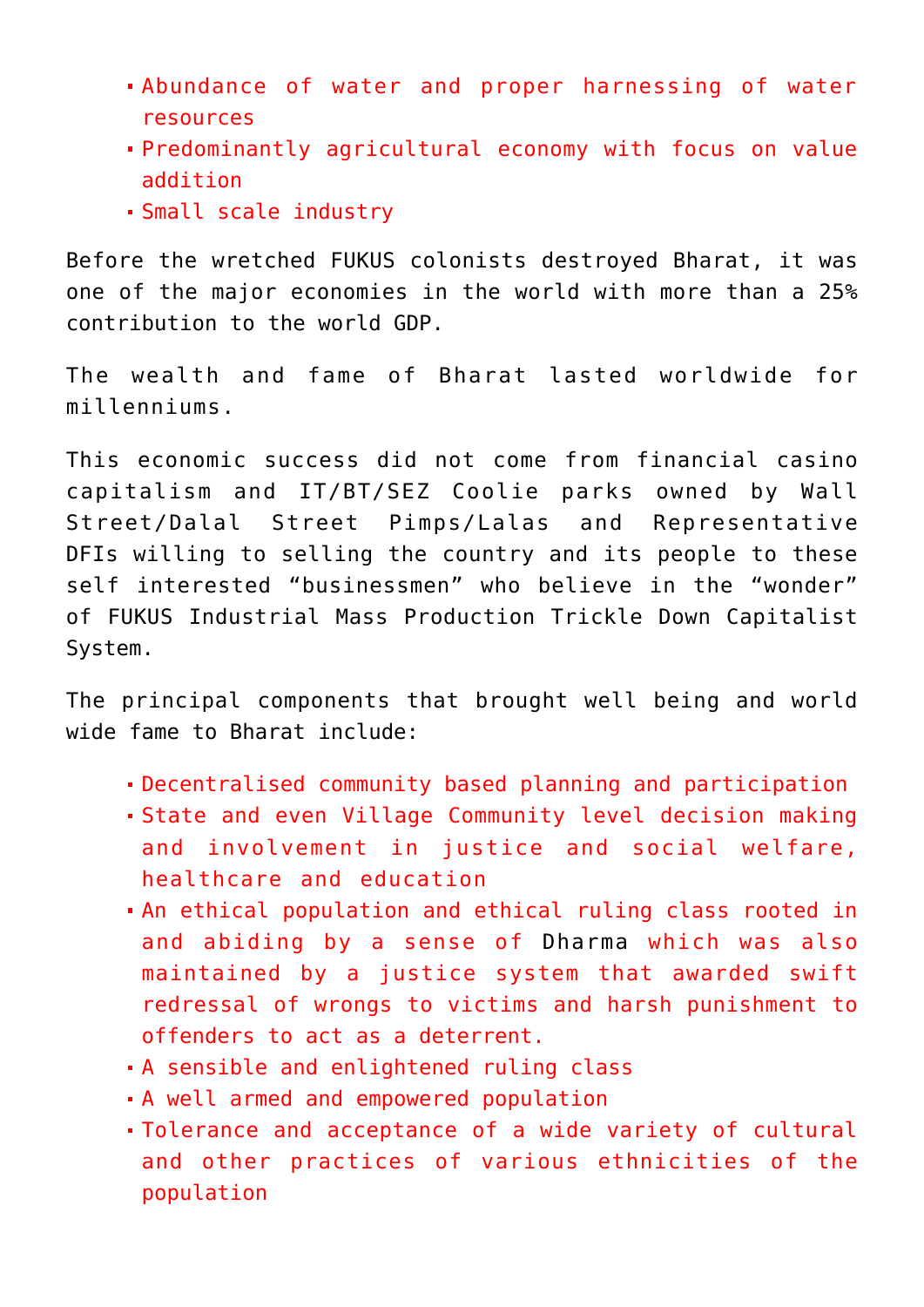- Abundance of water and proper harnessing of water resources
- Predominantly agricultural economy with focus on value addition
- Small scale industry

Before the wretched FUKUS colonists destroyed Bharat, it was one of the major economies in the world with more than a 25% contribution to the world GDP.

The wealth and fame of Bharat lasted worldwide for millenniums.

This economic success did not come from financial casino capitalism and IT/BT/SEZ Coolie parks owned by Wall Street/Dalal Street Pimps/Lalas and Representative DFIs willing to selling the country and its people to these self interested "businessmen" who believe in the "wonder" of FUKUS Industrial Mass Production Trickle Down Capitalist System.

The principal components that brought well being and world wide fame to Bharat include:

- Decentralised community based planning and participation
- State and even Village Community level decision making and involvement in justice and social welfare, healthcare and education
- An ethical population and ethical ruling class rooted in and abiding by a sense of Dharma which was also maintained by a justice system that awarded swift redressal of wrongs to victims and harsh punishment to offenders to act as a deterrent.
- A sensible and enlightened ruling class
- A well armed and empowered population
- Tolerance and acceptance of a wide variety of cultural and other practices of various ethnicities of the population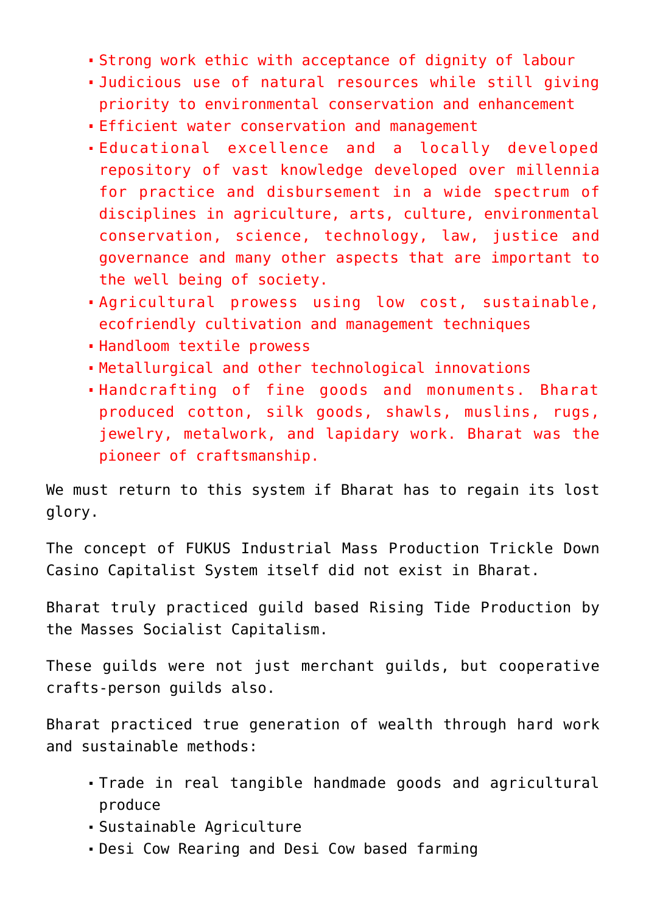- Strong work ethic with acceptance of dignity of labour
- Judicious use of natural resources while still giving priority to environmental conservation and enhancement
- Efficient water conservation and management
- Educational excellence and a locally developed repository of vast knowledge developed over millennia for practice and disbursement in a wide spectrum of disciplines in agriculture, arts, culture, environmental conservation, science, technology, law, justice and governance and many other aspects that are important to the well being of society.
- Agricultural prowess using low cost, sustainable, ecofriendly cultivation and management techniques
- Handloom textile prowess
- Metallurgical and other technological innovations
- Handcrafting of fine goods and monuments. Bharat produced cotton, silk goods, shawls, muslins, rugs, jewelry, metalwork, and lapidary work. Bharat was the pioneer of craftsmanship.

We must return to this system if Bharat has to regain its lost glory.

The concept of FUKUS Industrial Mass Production Trickle Down Casino Capitalist System itself did not exist in Bharat.

Bharat truly practiced guild based Rising Tide Production by the Masses Socialist Capitalism.

These guilds were not just merchant guilds, but cooperative crafts-person guilds also.

Bharat practiced true generation of wealth through hard work and sustainable methods:

- Trade in real tangible handmade goods and agricultural produce
- Sustainable Agriculture
- Desi Cow Rearing and Desi Cow based farming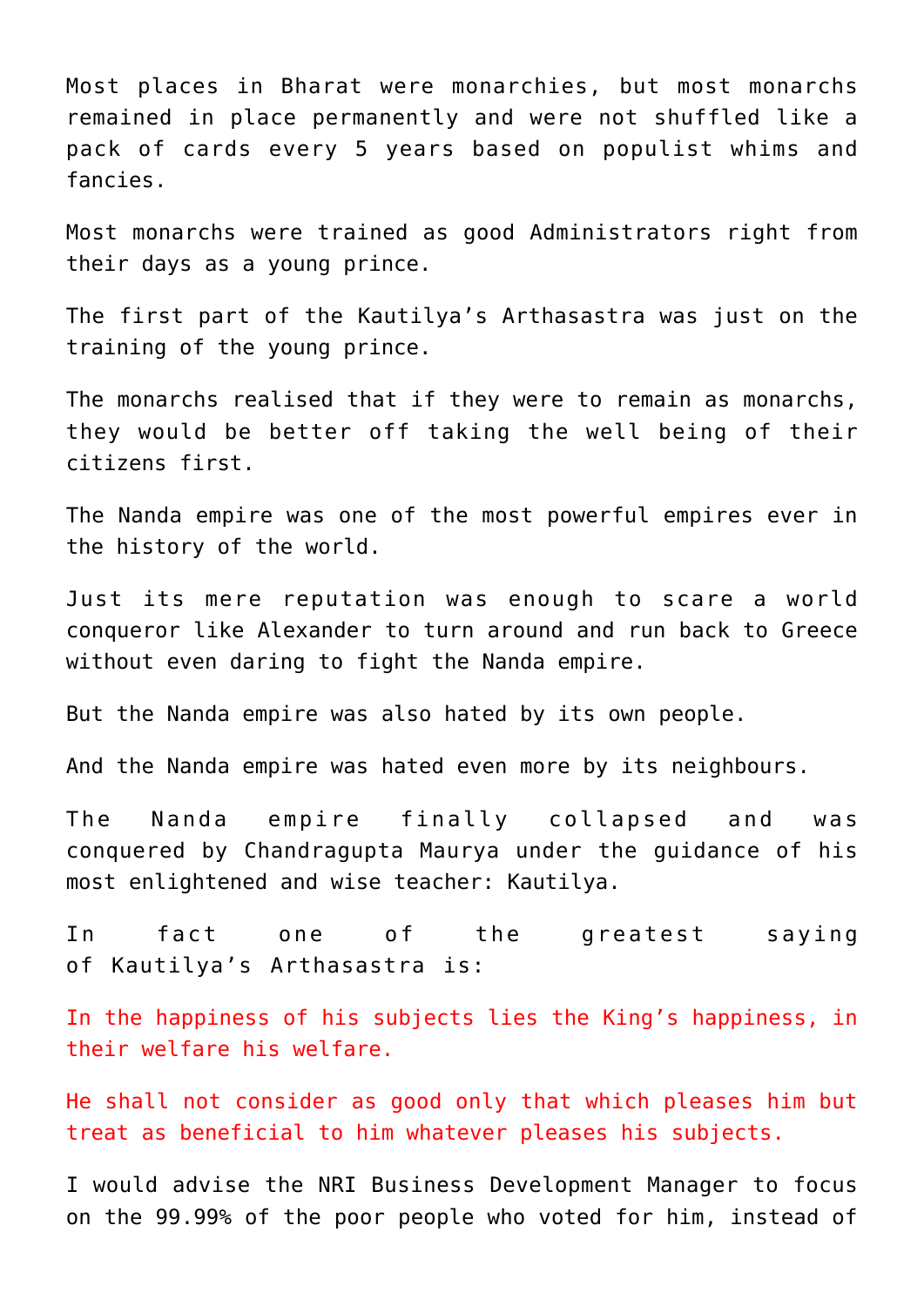Most places in Bharat were monarchies, but most monarchs remained in place permanently and were not shuffled like a pack of cards every 5 years based on populist whims and fancies.

Most monarchs were trained as good Administrators right from their days as a young prince.

The first part of the Kautilya's Arthasastra was just on the training of the young prince.

The monarchs realised that if they were to remain as monarchs, they would be better off taking the well being of their citizens first.

The Nanda empire was one of the most powerful empires ever in the history of the world.

Just its mere reputation was enough to scare a world conqueror like Alexander to turn around and run back to Greece without even daring to fight the Nanda empire.

But the Nanda empire was also hated by its own people.

And the Nanda empire was hated even more by its neighbours.

The Nanda empire finally collapsed and was conquered by Chandragupta Maurya under the guidance of his most enlightened and wise teacher: Kautilya.

In fact one of the greatest saying of Kautilya's Arthasastra is:

In the happiness of his subjects lies the King's happiness, in their welfare his welfare.

He shall not consider as good only that which pleases him but treat as beneficial to him whatever pleases his subjects.

I would advise the NRI Business Development Manager to focus on the 99.99% of the poor people who voted for him, instead of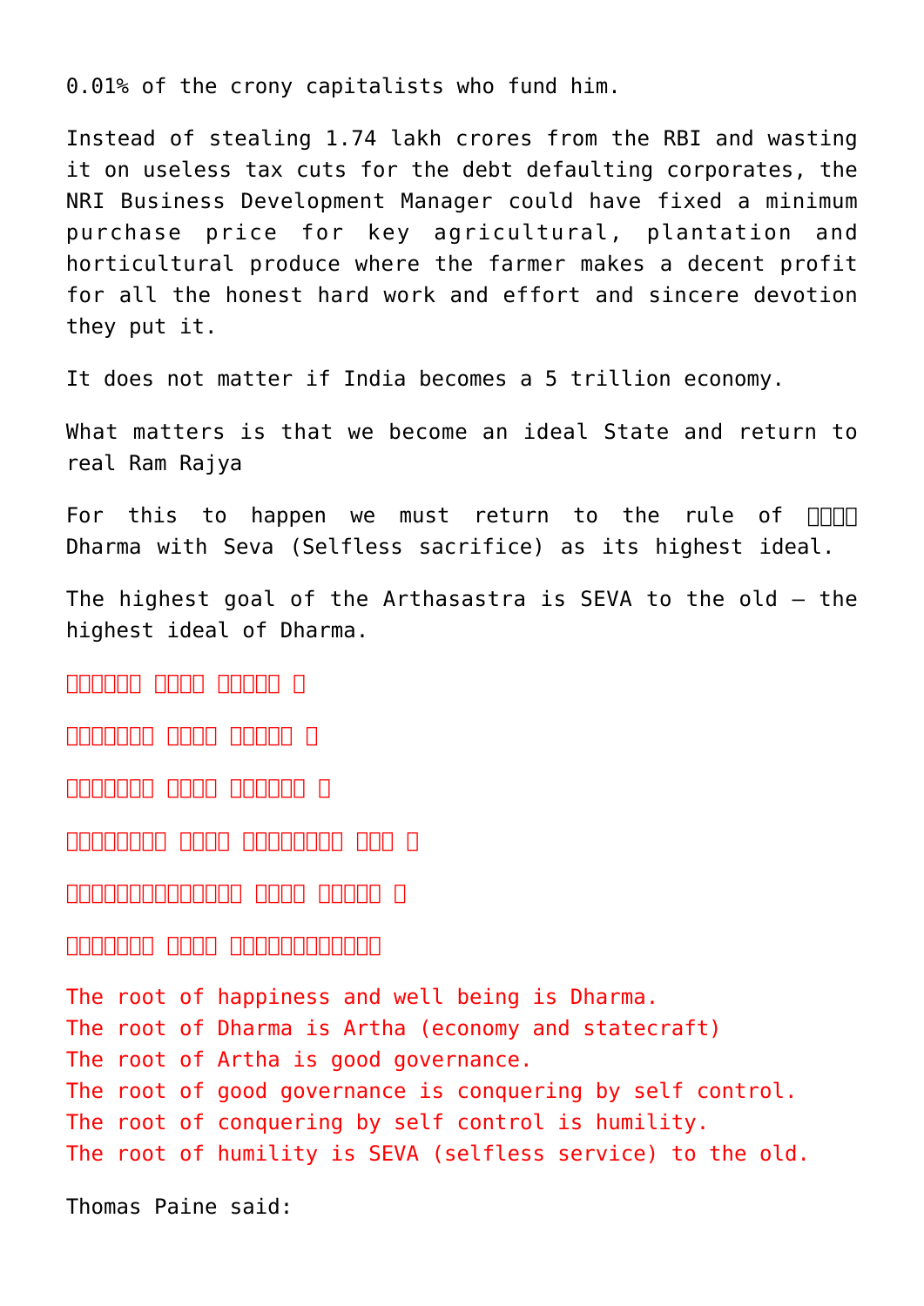0.01% of the crony capitalists who fund him.

Instead of stealing 1.74 lakh crores from the RBI and wasting it on useless tax cuts for the debt defaulting corporates, the NRI Business Development Manager could have fixed a minimum purchase price for key agricultural, plantation and horticultural produce where the farmer makes a decent profit for all the honest hard work and effort and sincere devotion they put it.

It does not matter if India becomes a 5 trillion economy.

What matters is that we become an ideal State and return to real Ram Rajya

For this to happen we must return to the rule of धर्म Dharma with Seva (Selfless sacrifice) as its highest ideal.

The highest goal of the Arthasastra is SEVA to the old – the highest ideal of Dharma.

सुखस्य मूलं धर्मः ।

धर्मस्य मूलं अर्थः ।

अर्थस्य मूलं राज्यं ।

राज्यस्य मूलं इन्द्रिय जयः ।

इन्द्रियजयस्य मूलं विनयः ।

विनयस्य मूलं वृद्धोपसेवा।

The root of happiness and well being is Dharma.
The root of Dharma is Artha (economy and statecraft)
The root of Artha is good governance.
The root of good governance is conquering by self control.
The root of conquering by self control is humility.
The root of humility is SEVA (selfless service) to the old.

Thomas Paine said: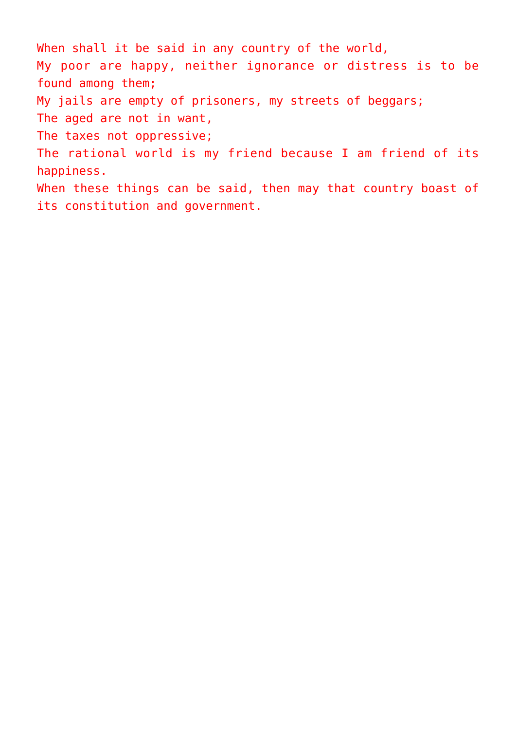When shall it be said in any country of the world,
My poor are happy, neither ignorance or distress is to be found among them;
My jails are empty of prisoners, my streets of beggars;
The aged are not in want,
The taxes not oppressive;
The rational world is my friend because I am friend of its happiness.
When these things can be said, then may that country boast of its constitution and government.